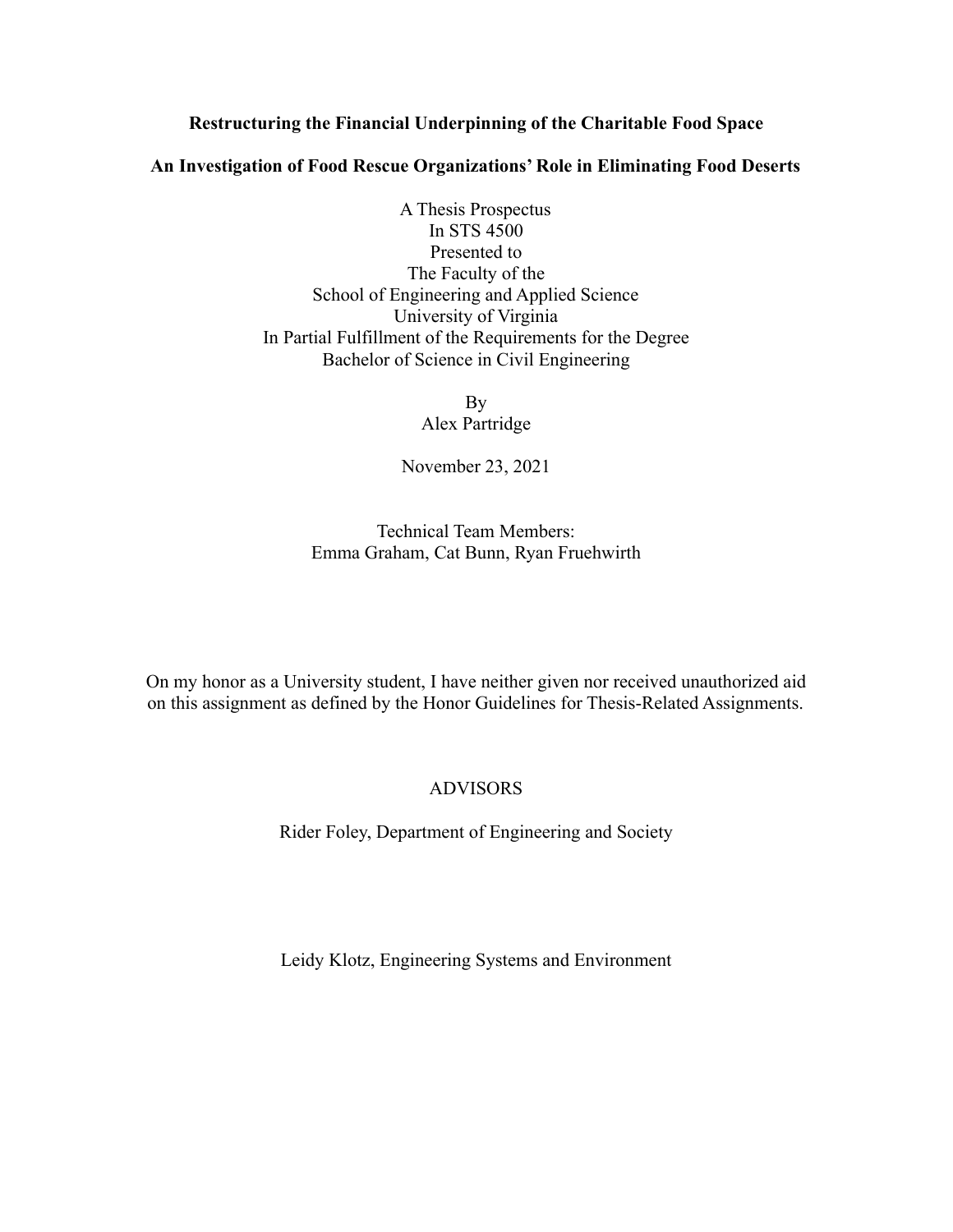**Restructuring the Financial Underpinning of the Charitable Food Space**

**An Investigation of Food Rescue Organizations' Role in Eliminating Food Deserts**

A Thesis Prospectus
In STS 4500
Presented to
The Faculty of the
School of Engineering and Applied Science
University of Virginia
In Partial Fulfillment of the Requirements for the Degree
Bachelor of Science in Civil Engineering

By
Alex Partridge

November 23, 2021

Technical Team Members:
Emma Graham, Cat Bunn, Ryan Fruehwirth

On my honor as a University student, I have neither given nor received unauthorized aid on this assignment as defined by the Honor Guidelines for Thesis-Related Assignments.

ADVISORS

Rider Foley, Department of Engineering and Society

Leidy Klotz, Engineering Systems and Environment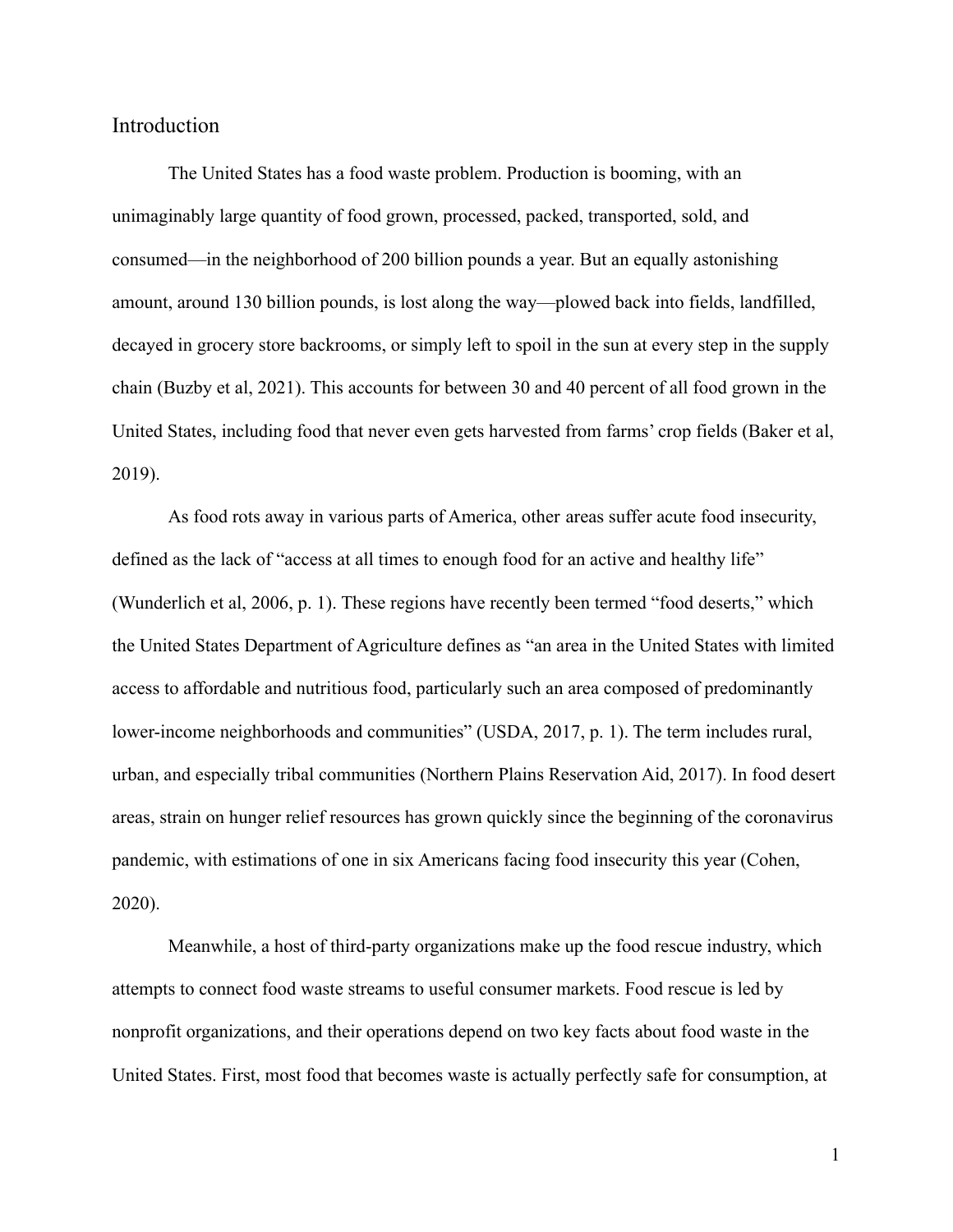## Introduction

The United States has a food waste problem. Production is booming, with an unimaginably large quantity of food grown, processed, packed, transported, sold, and consumed—in the neighborhood of 200 billion pounds a year. But an equally astonishing amount, around 130 billion pounds, is lost along the way—plowed back into fields, landfilled, decayed in grocery store backrooms, or simply left to spoil in the sun at every step in the supply chain (Buzby et al, 2021). This accounts for between 30 and 40 percent of all food grown in the United States, including food that never even gets harvested from farms' crop fields (Baker et al, 2019).

As food rots away in various parts of America, other areas suffer acute food insecurity, defined as the lack of "access at all times to enough food for an active and healthy life" (Wunderlich et al, 2006, p. 1). These regions have recently been termed "food deserts," which the United States Department of Agriculture defines as "an area in the United States with limited access to affordable and nutritious food, particularly such an area composed of predominantly lower-income neighborhoods and communities" (USDA, 2017, p. 1). The term includes rural, urban, and especially tribal communities (Northern Plains Reservation Aid, 2017). In food desert areas, strain on hunger relief resources has grown quickly since the beginning of the coronavirus pandemic, with estimations of one in six Americans facing food insecurity this year (Cohen, 2020).

Meanwhile, a host of third-party organizations make up the food rescue industry, which attempts to connect food waste streams to useful consumer markets. Food rescue is led by nonprofit organizations, and their operations depend on two key facts about food waste in the United States. First, most food that becomes waste is actually perfectly safe for consumption, at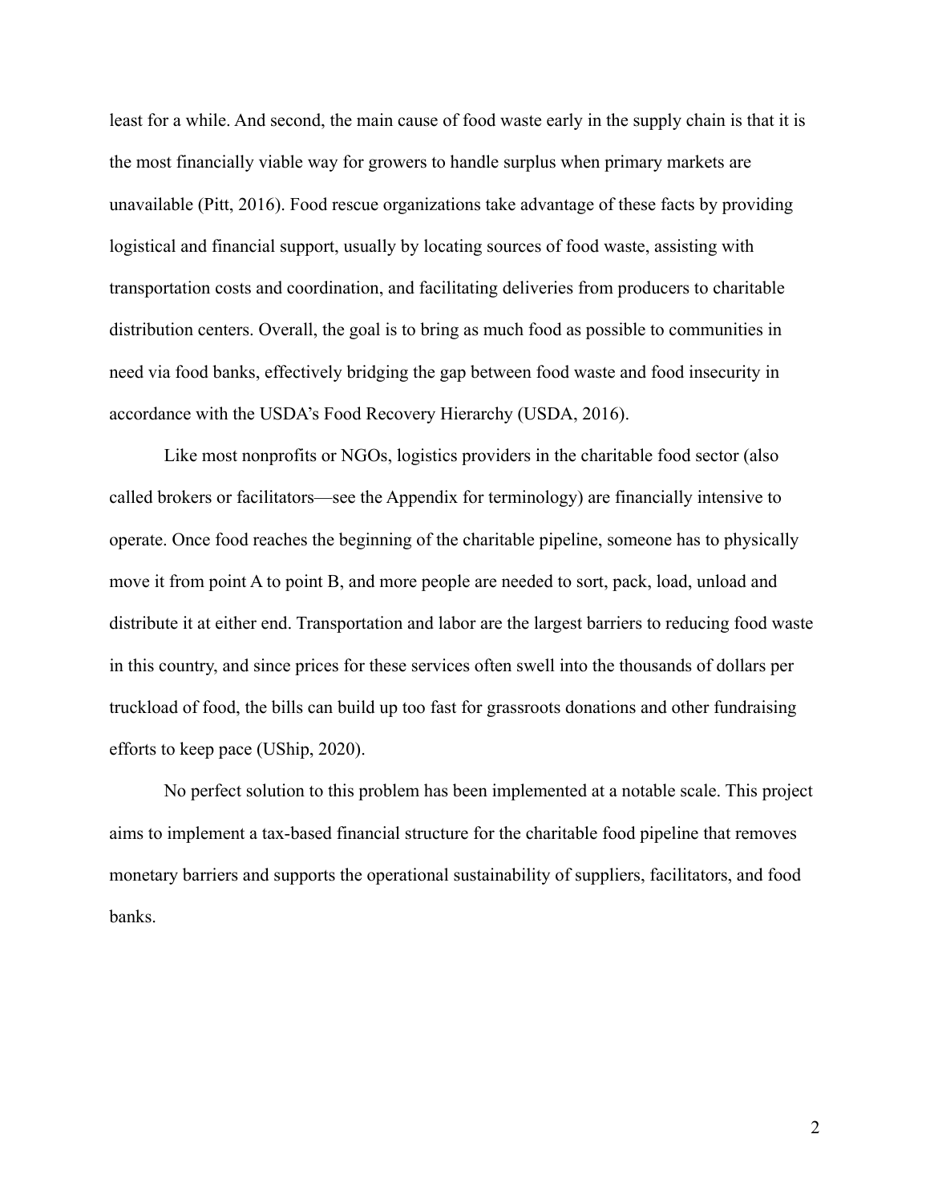least for a while. And second, the main cause of food waste early in the supply chain is that it is the most financially viable way for growers to handle surplus when primary markets are unavailable (Pitt, 2016). Food rescue organizations take advantage of these facts by providing logistical and financial support, usually by locating sources of food waste, assisting with transportation costs and coordination, and facilitating deliveries from producers to charitable distribution centers. Overall, the goal is to bring as much food as possible to communities in need via food banks, effectively bridging the gap between food waste and food insecurity in accordance with the USDA's Food Recovery Hierarchy (USDA, 2016).

Like most nonprofits or NGOs, logistics providers in the charitable food sector (also called brokers or facilitators—see the Appendix for terminology) are financially intensive to operate. Once food reaches the beginning of the charitable pipeline, someone has to physically move it from point A to point B, and more people are needed to sort, pack, load, unload and distribute it at either end. Transportation and labor are the largest barriers to reducing food waste in this country, and since prices for these services often swell into the thousands of dollars per truckload of food, the bills can build up too fast for grassroots donations and other fundraising efforts to keep pace (UShip, 2020).

No perfect solution to this problem has been implemented at a notable scale. This project aims to implement a tax-based financial structure for the charitable food pipeline that removes monetary barriers and supports the operational sustainability of suppliers, facilitators, and food banks.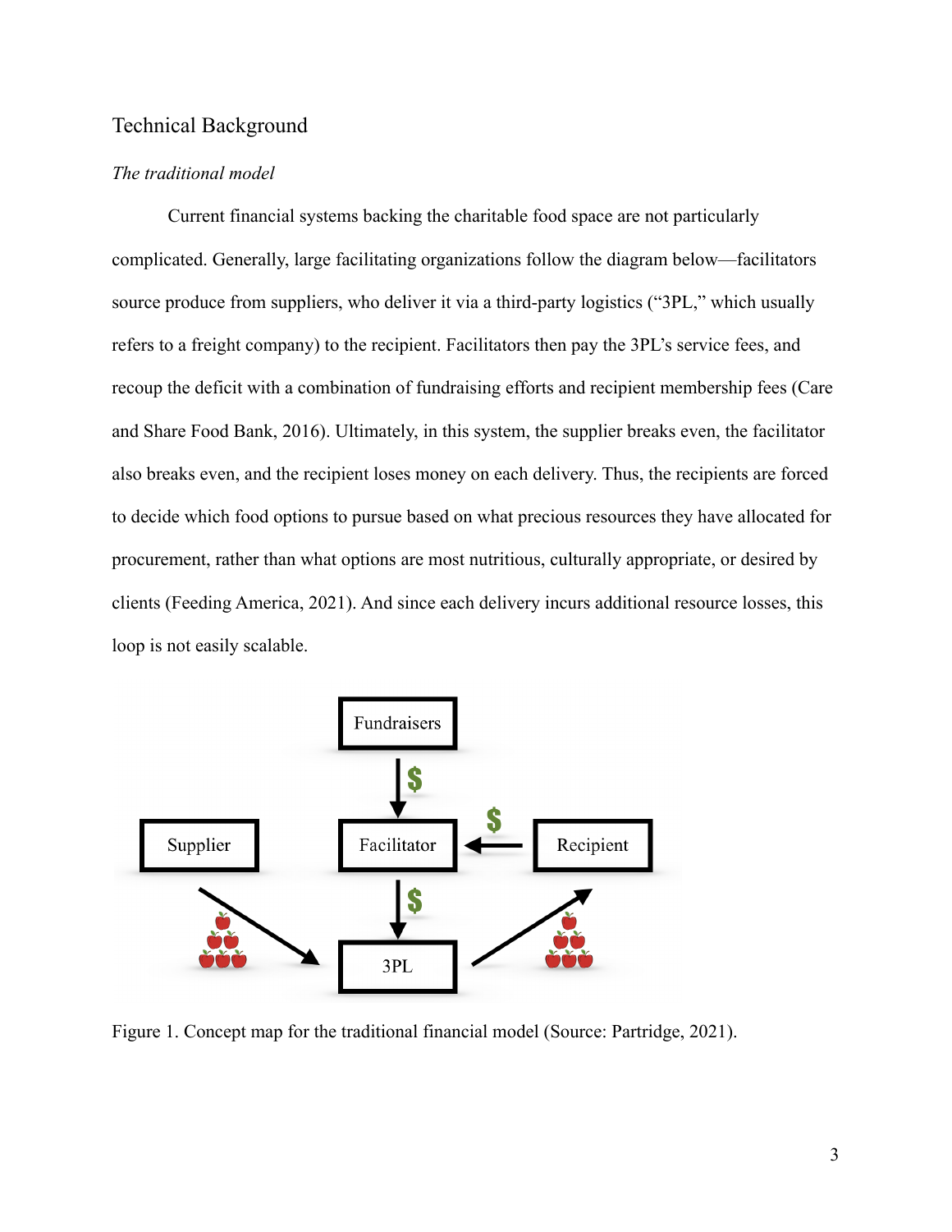## Technical Background

### *The traditional model*

Current financial systems backing the charitable food space are not particularly complicated. Generally, large facilitating organizations follow the diagram below—facilitators source produce from suppliers, who deliver it via a third-party logistics ("3PL," which usually refers to a freight company) to the recipient. Facilitators then pay the 3PL's service fees, and recoup the deficit with a combination of fundraising efforts and recipient membership fees (Care and Share Food Bank, 2016). Ultimately, in this system, the supplier breaks even, the facilitator also breaks even, and the recipient loses money on each delivery. Thus, the recipients are forced to decide which food options to pursue based on what precious resources they have allocated for procurement, rather than what options are most nutritious, culturally appropriate, or desired by clients (Feeding America, 2021). And since each delivery incurs additional resource losses, this loop is not easily scalable.

Figure 1. Concept map for the traditional financial model (Source: Partridge, 2021).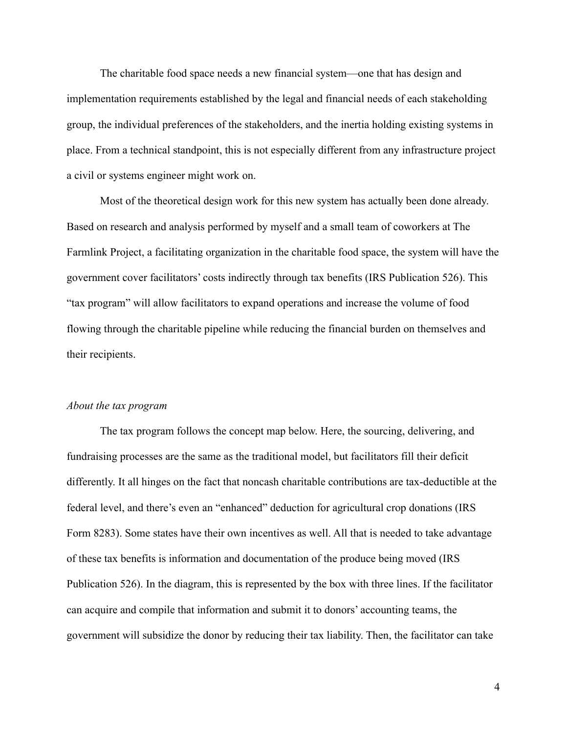The charitable food space needs a new financial system—one that has design and implementation requirements established by the legal and financial needs of each stakeholding group, the individual preferences of the stakeholders, and the inertia holding existing systems in place. From a technical standpoint, this is not especially different from any infrastructure project a civil or systems engineer might work on.

Most of the theoretical design work for this new system has actually been done already. Based on research and analysis performed by myself and a small team of coworkers at The Farmlink Project, a facilitating organization in the charitable food space, the system will have the government cover facilitators' costs indirectly through tax benefits (IRS Publication 526). This "tax program" will allow facilitators to expand operations and increase the volume of food flowing through the charitable pipeline while reducing the financial burden on themselves and their recipients.

*About the tax program*

The tax program follows the concept map below. Here, the sourcing, delivering, and fundraising processes are the same as the traditional model, but facilitators fill their deficit differently. It all hinges on the fact that noncash charitable contributions are tax-deductible at the federal level, and there's even an "enhanced" deduction for agricultural crop donations (IRS Form 8283). Some states have their own incentives as well. All that is needed to take advantage of these tax benefits is information and documentation of the produce being moved (IRS Publication 526). In the diagram, this is represented by the box with three lines. If the facilitator can acquire and compile that information and submit it to donors' accounting teams, the government will subsidize the donor by reducing their tax liability. Then, the facilitator can take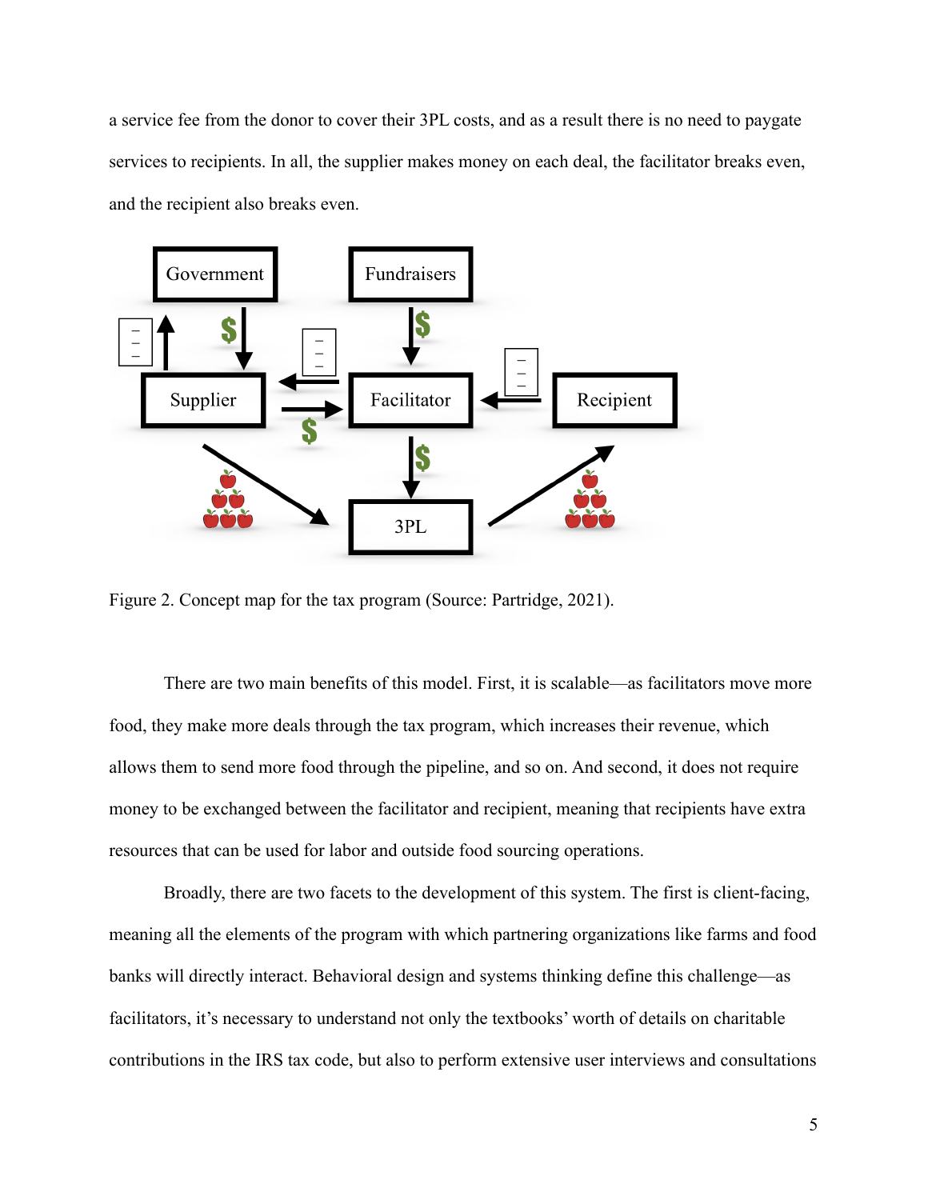a service fee from the donor to cover their 3PL costs, and as a result there is no need to paygate services to recipients. In all, the supplier makes money on each deal, the facilitator breaks even, and the recipient also breaks even.

Figure 2. Concept map for the tax program (Source: Partridge, 2021).

There are two main benefits of this model. First, it is scalable—as facilitators move more food, they make more deals through the tax program, which increases their revenue, which allows them to send more food through the pipeline, and so on. And second, it does not require money to be exchanged between the facilitator and recipient, meaning that recipients have extra resources that can be used for labor and outside food sourcing operations.

Broadly, there are two facets to the development of this system. The first is client-facing, meaning all the elements of the program with which partnering organizations like farms and food banks will directly interact. Behavioral design and systems thinking define this challenge—as facilitators, it's necessary to understand not only the textbooks' worth of details on charitable contributions in the IRS tax code, but also to perform extensive user interviews and consultations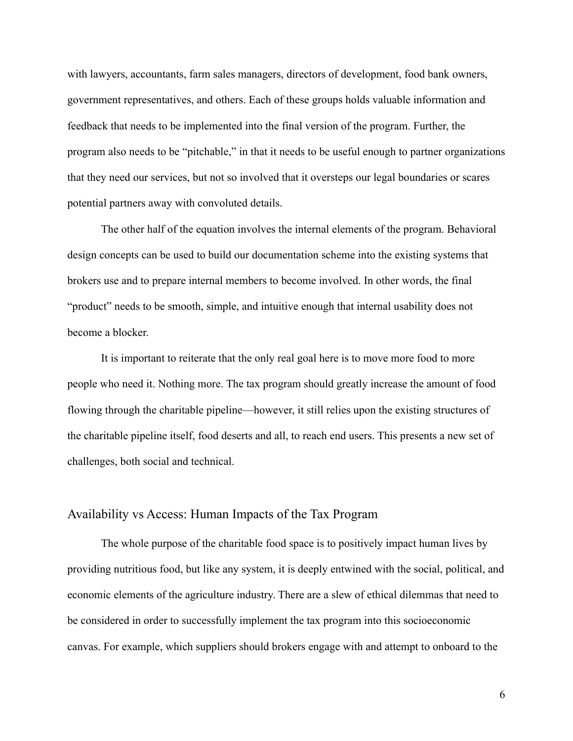with lawyers, accountants, farm sales managers, directors of development, food bank owners, government representatives, and others. Each of these groups holds valuable information and feedback that needs to be implemented into the final version of the program. Further, the program also needs to be "pitchable," in that it needs to be useful enough to partner organizations that they need our services, but not so involved that it oversteps our legal boundaries or scares potential partners away with convoluted details.

The other half of the equation involves the internal elements of the program. Behavioral design concepts can be used to build our documentation scheme into the existing systems that brokers use and to prepare internal members to become involved. In other words, the final "product" needs to be smooth, simple, and intuitive enough that internal usability does not become a blocker.

It is important to reiterate that the only real goal here is to move more food to more people who need it. Nothing more. The tax program should greatly increase the amount of food flowing through the charitable pipeline—however, it still relies upon the existing structures of the charitable pipeline itself, food deserts and all, to reach end users. This presents a new set of challenges, both social and technical.

## Availability vs Access: Human Impacts of the Tax Program

The whole purpose of the charitable food space is to positively impact human lives by providing nutritious food, but like any system, it is deeply entwined with the social, political, and economic elements of the agriculture industry. There are a slew of ethical dilemmas that need to be considered in order to successfully implement the tax program into this socioeconomic canvas. For example, which suppliers should brokers engage with and attempt to onboard to the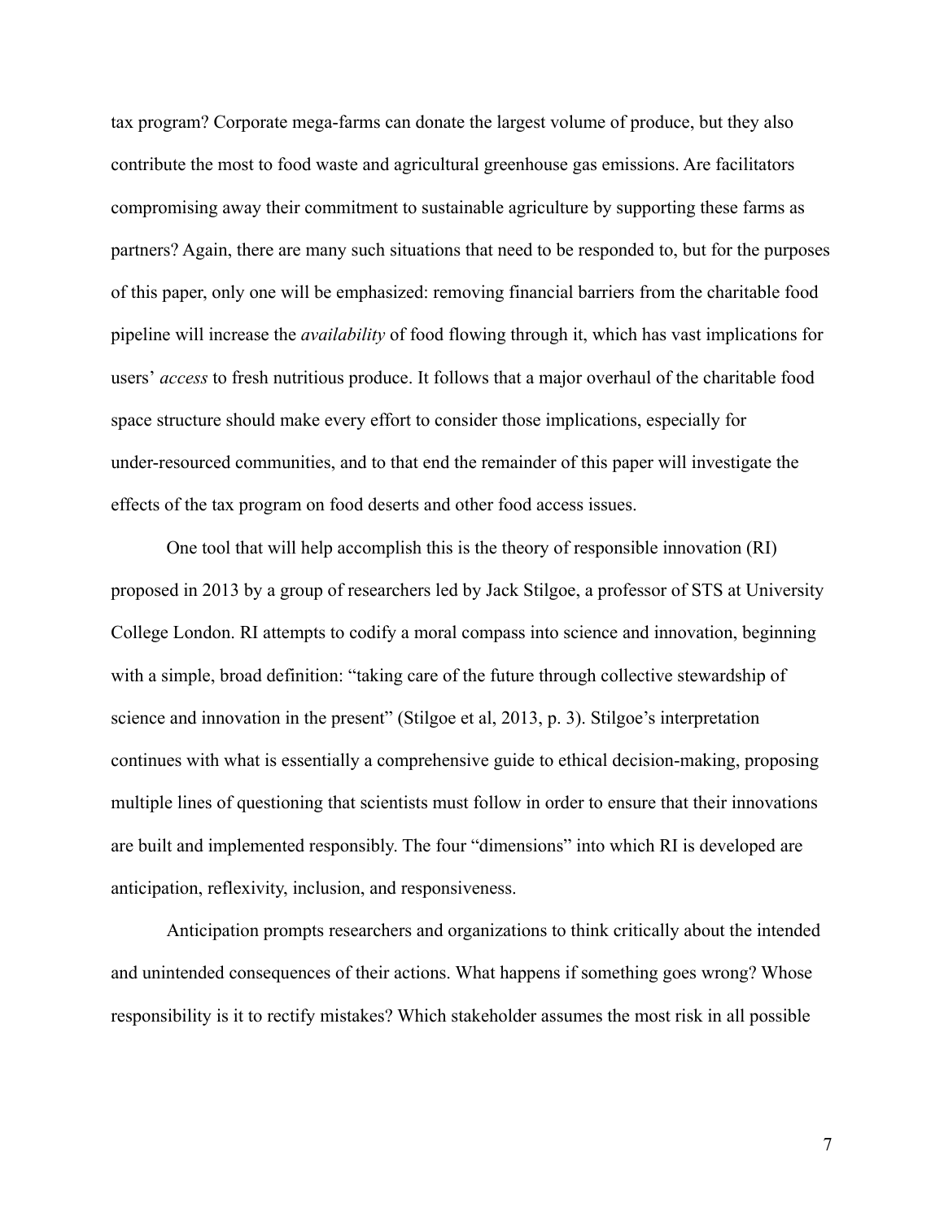tax program? Corporate mega-farms can donate the largest volume of produce, but they also contribute the most to food waste and agricultural greenhouse gas emissions. Are facilitators compromising away their commitment to sustainable agriculture by supporting these farms as partners? Again, there are many such situations that need to be responded to, but for the purposes of this paper, only one will be emphasized: removing financial barriers from the charitable food pipeline will increase the *availability* of food flowing through it, which has vast implications for users' *access* to fresh nutritious produce. It follows that a major overhaul of the charitable food space structure should make every effort to consider those implications, especially for under-resourced communities, and to that end the remainder of this paper will investigate the effects of the tax program on food deserts and other food access issues.

One tool that will help accomplish this is the theory of responsible innovation (RI) proposed in 2013 by a group of researchers led by Jack Stilgoe, a professor of STS at University College London. RI attempts to codify a moral compass into science and innovation, beginning with a simple, broad definition: "taking care of the future through collective stewardship of science and innovation in the present" (Stilgoe et al, 2013, p. 3). Stilgoe's interpretation continues with what is essentially a comprehensive guide to ethical decision-making, proposing multiple lines of questioning that scientists must follow in order to ensure that their innovations are built and implemented responsibly. The four "dimensions" into which RI is developed are anticipation, reflexivity, inclusion, and responsiveness.

Anticipation prompts researchers and organizations to think critically about the intended and unintended consequences of their actions. What happens if something goes wrong? Whose responsibility is it to rectify mistakes? Which stakeholder assumes the most risk in all possible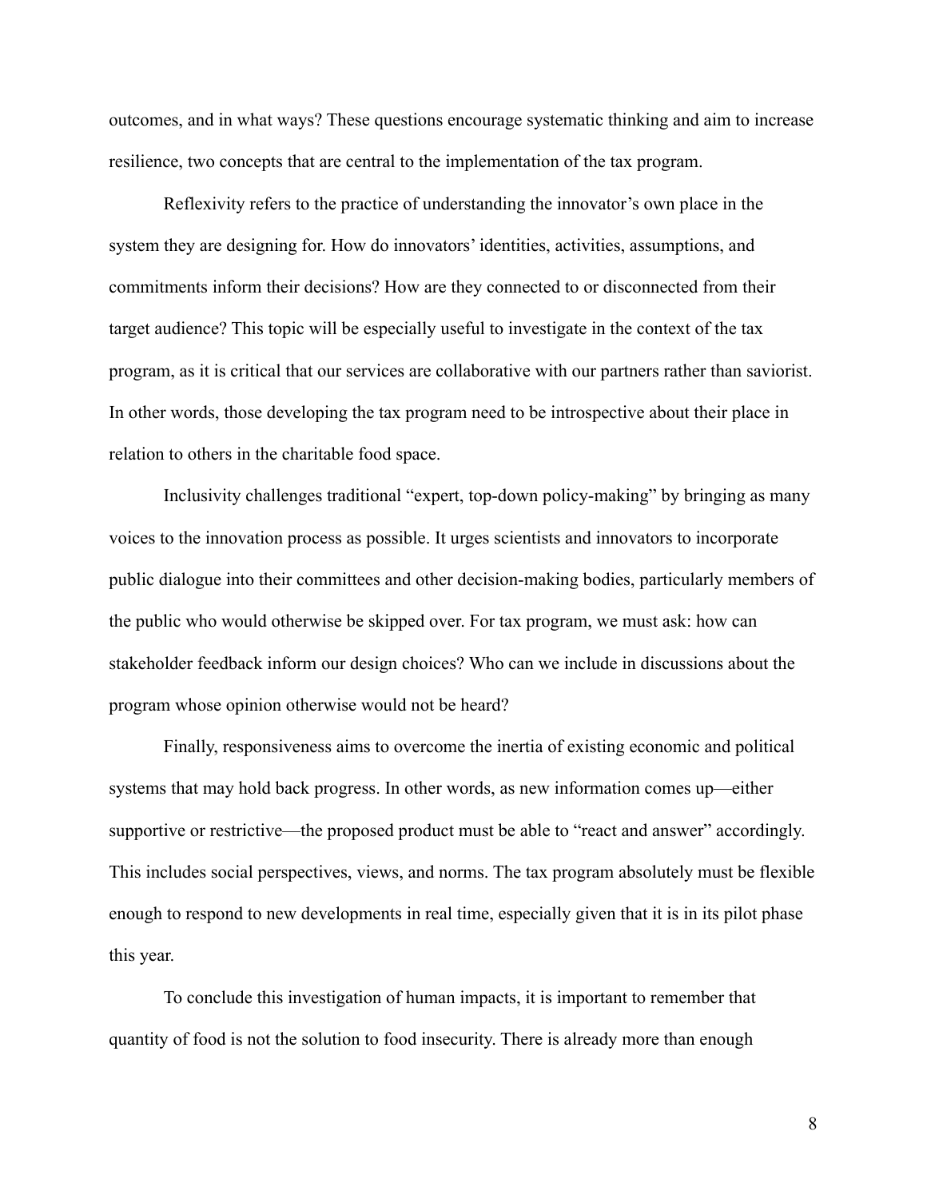outcomes, and in what ways? These questions encourage systematic thinking and aim to increase resilience, two concepts that are central to the implementation of the tax program.

Reflexivity refers to the practice of understanding the innovator's own place in the system they are designing for. How do innovators' identities, activities, assumptions, and commitments inform their decisions? How are they connected to or disconnected from their target audience? This topic will be especially useful to investigate in the context of the tax program, as it is critical that our services are collaborative with our partners rather than saviorist. In other words, those developing the tax program need to be introspective about their place in relation to others in the charitable food space.

Inclusivity challenges traditional "expert, top-down policy-making" by bringing as many voices to the innovation process as possible. It urges scientists and innovators to incorporate public dialogue into their committees and other decision-making bodies, particularly members of the public who would otherwise be skipped over. For tax program, we must ask: how can stakeholder feedback inform our design choices? Who can we include in discussions about the program whose opinion otherwise would not be heard?

Finally, responsiveness aims to overcome the inertia of existing economic and political systems that may hold back progress. In other words, as new information comes up—either supportive or restrictive—the proposed product must be able to "react and answer" accordingly. This includes social perspectives, views, and norms. The tax program absolutely must be flexible enough to respond to new developments in real time, especially given that it is in its pilot phase this year.

To conclude this investigation of human impacts, it is important to remember that quantity of food is not the solution to food insecurity. There is already more than enough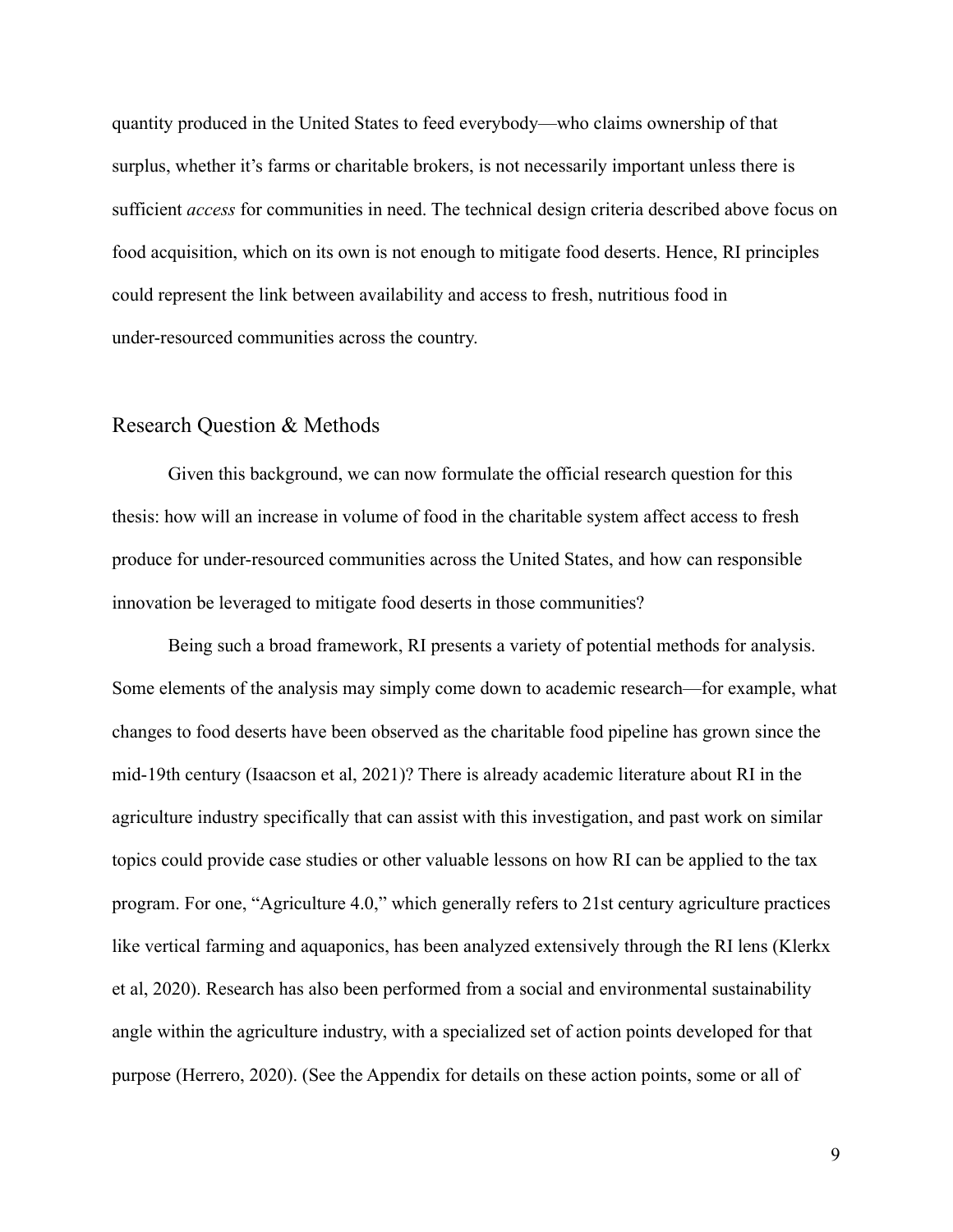quantity produced in the United States to feed everybody—who claims ownership of that surplus, whether it's farms or charitable brokers, is not necessarily important unless there is sufficient *access* for communities in need. The technical design criteria described above focus on food acquisition, which on its own is not enough to mitigate food deserts. Hence, RI principles could represent the link between availability and access to fresh, nutritious food in under-resourced communities across the country.

## Research Question & Methods

Given this background, we can now formulate the official research question for this thesis: how will an increase in volume of food in the charitable system affect access to fresh produce for under-resourced communities across the United States, and how can responsible innovation be leveraged to mitigate food deserts in those communities?

Being such a broad framework, RI presents a variety of potential methods for analysis. Some elements of the analysis may simply come down to academic research—for example, what changes to food deserts have been observed as the charitable food pipeline has grown since the mid-19th century (Isaacson et al, 2021)? There is already academic literature about RI in the agriculture industry specifically that can assist with this investigation, and past work on similar topics could provide case studies or other valuable lessons on how RI can be applied to the tax program. For one, "Agriculture 4.0," which generally refers to 21st century agriculture practices like vertical farming and aquaponics, has been analyzed extensively through the RI lens (Klerkx et al, 2020). Research has also been performed from a social and environmental sustainability angle within the agriculture industry, with a specialized set of action points developed for that purpose (Herrero, 2020). (See the Appendix for details on these action points, some or all of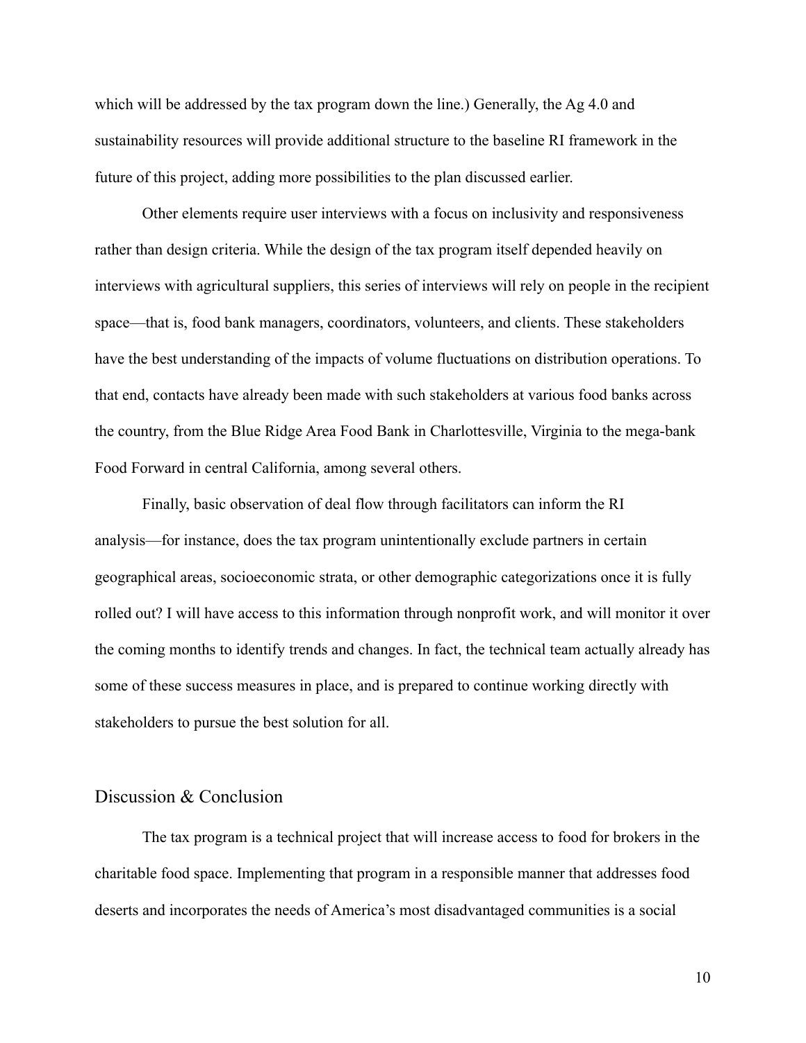which will be addressed by the tax program down the line.) Generally, the Ag 4.0 and sustainability resources will provide additional structure to the baseline RI framework in the future of this project, adding more possibilities to the plan discussed earlier.

Other elements require user interviews with a focus on inclusivity and responsiveness rather than design criteria. While the design of the tax program itself depended heavily on interviews with agricultural suppliers, this series of interviews will rely on people in the recipient space—that is, food bank managers, coordinators, volunteers, and clients. These stakeholders have the best understanding of the impacts of volume fluctuations on distribution operations. To that end, contacts have already been made with such stakeholders at various food banks across the country, from the Blue Ridge Area Food Bank in Charlottesville, Virginia to the mega-bank Food Forward in central California, among several others.

Finally, basic observation of deal flow through facilitators can inform the RI analysis—for instance, does the tax program unintentionally exclude partners in certain geographical areas, socioeconomic strata, or other demographic categorizations once it is fully rolled out? I will have access to this information through nonprofit work, and will monitor it over the coming months to identify trends and changes. In fact, the technical team actually already has some of these success measures in place, and is prepared to continue working directly with stakeholders to pursue the best solution for all.

## Discussion & Conclusion

The tax program is a technical project that will increase access to food for brokers in the charitable food space. Implementing that program in a responsible manner that addresses food deserts and incorporates the needs of America's most disadvantaged communities is a social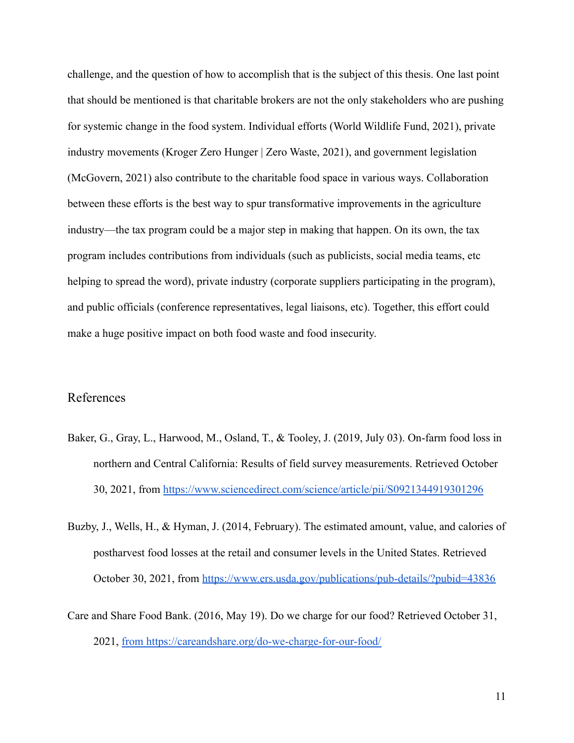challenge, and the question of how to accomplish that is the subject of this thesis. One last point that should be mentioned is that charitable brokers are not the only stakeholders who are pushing for systemic change in the food system. Individual efforts (World Wildlife Fund, 2021), private industry movements (Kroger Zero Hunger | Zero Waste, 2021), and government legislation (McGovern, 2021) also contribute to the charitable food space in various ways. Collaboration between these efforts is the best way to spur transformative improvements in the agriculture industry—the tax program could be a major step in making that happen. On its own, the tax program includes contributions from individuals (such as publicists, social media teams, etc helping to spread the word), private industry (corporate suppliers participating in the program), and public officials (conference representatives, legal liaisons, etc). Together, this effort could make a huge positive impact on both food waste and food insecurity.

## References

Baker, G., Gray, L., Harwood, M., Osland, T., & Tooley, J. (2019, July 03). On-farm food loss in northern and Central California: Results of field survey measurements. Retrieved October 30, 2021, from https://www.sciencedirect.com/science/article/pii/S0921344919301296

Buzby, J., Wells, H., & Hyman, J. (2014, February). The estimated amount, value, and calories of postharvest food losses at the retail and consumer levels in the United States. Retrieved October 30, 2021, from https://www.ers.usda.gov/publications/pub-details/?pubid=43836

Care and Share Food Bank. (2016, May 19). Do we charge for our food? Retrieved October 31, 2021, from https://careandshare.org/do-we-charge-for-our-food/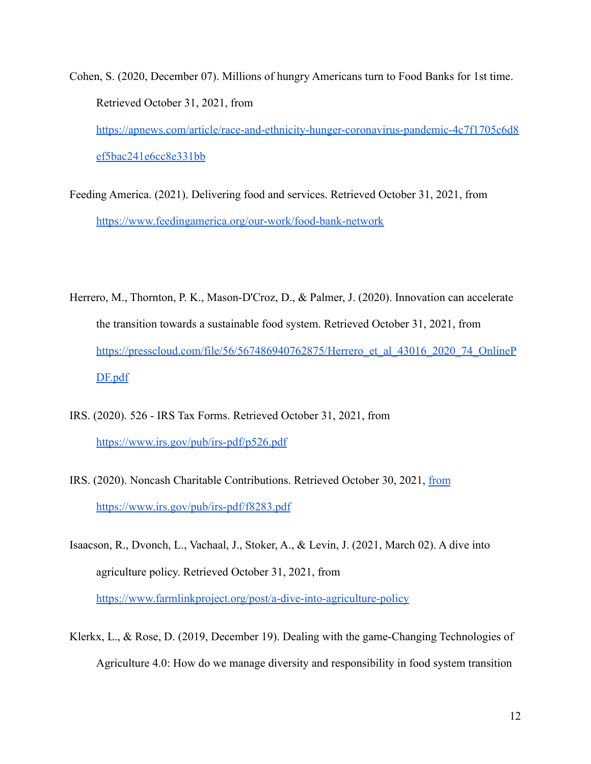Cohen, S. (2020, December 07). Millions of hungry Americans turn to Food Banks for 1st time. Retrieved October 31, 2021, from https://apnews.com/article/race-and-ethnicity-hunger-coronavirus-pandemic-4c7f1705c6d8ef5bac241e6cc8e331bb

Feeding America. (2021). Delivering food and services. Retrieved October 31, 2021, from https://www.feedingamerica.org/our-work/food-bank-network

Herrero, M., Thornton, P. K., Mason-D'Croz, D., & Palmer, J. (2020). Innovation can accelerate the transition towards a sustainable food system. Retrieved October 31, 2021, from https://presscloud.com/file/56/567486940762875/Herrero_et_al_43016_2020_74_OnlinePDF.pdf

IRS. (2020). 526 - IRS Tax Forms. Retrieved October 31, 2021, from https://www.irs.gov/pub/irs-pdf/p526.pdf

IRS. (2020). Noncash Charitable Contributions. Retrieved October 30, 2021, from https://www.irs.gov/pub/irs-pdf/f8283.pdf

Isaacson, R., Dvonch, L., Vachaal, J., Stoker, A., & Levin, J. (2021, March 02). A dive into agriculture policy. Retrieved October 31, 2021, from https://www.farmlinkproject.org/post/a-dive-into-agriculture-policy

Klerkx, L., & Rose, D. (2019, December 19). Dealing with the game-Changing Technologies of Agriculture 4.0: How do we manage diversity and responsibility in food system transition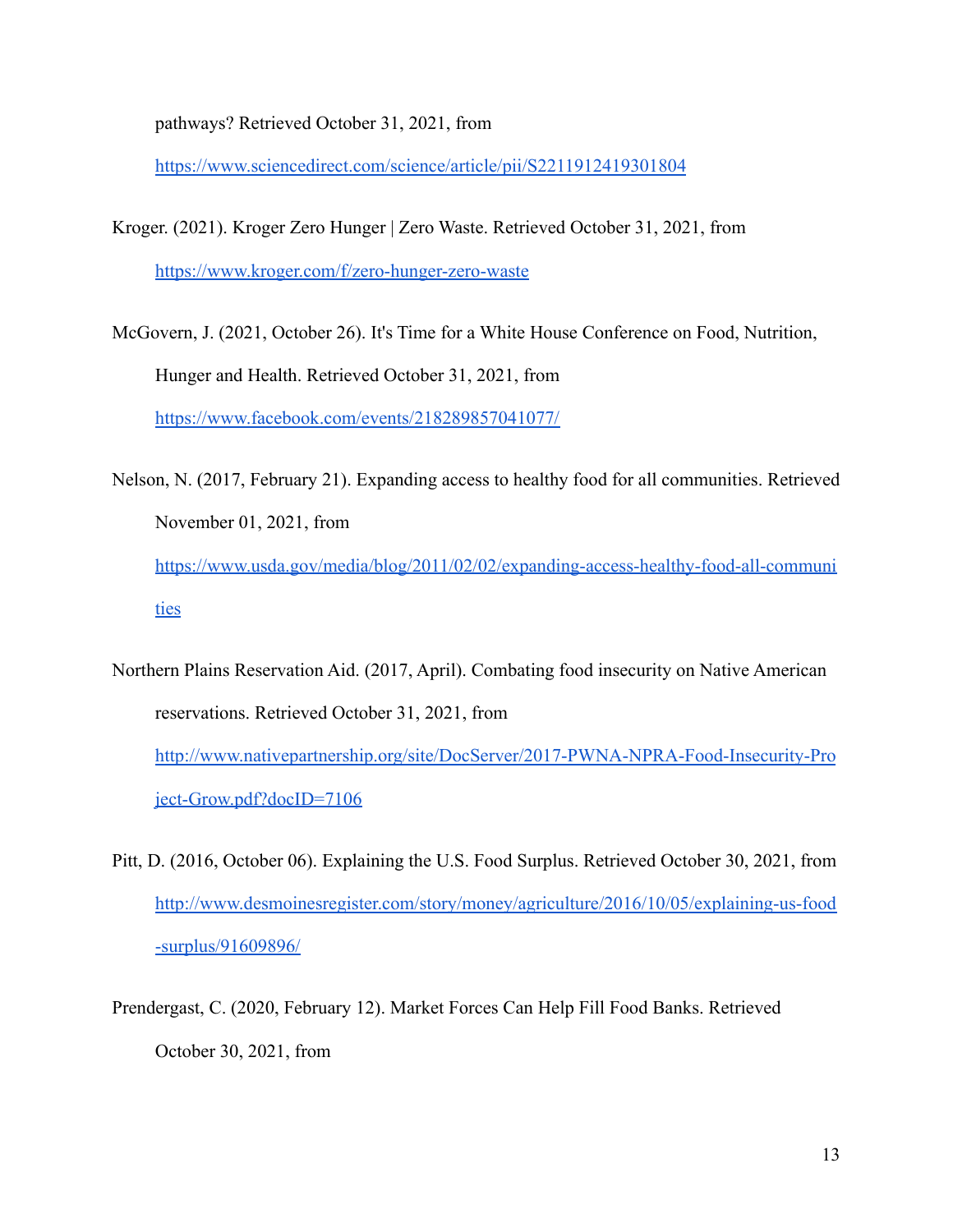pathways? Retrieved October 31, 2021, from https://www.sciencedirect.com/science/article/pii/S2211912419301804

Kroger. (2021). Kroger Zero Hunger | Zero Waste. Retrieved October 31, 2021, from https://www.kroger.com/f/zero-hunger-zero-waste

McGovern, J. (2021, October 26). It's Time for a White House Conference on Food, Nutrition, Hunger and Health. Retrieved October 31, 2021, from https://www.facebook.com/events/218289857041077/

Nelson, N. (2017, February 21). Expanding access to healthy food for all communities. Retrieved November 01, 2021, from https://www.usda.gov/media/blog/2011/02/02/expanding-access-healthy-food-all-communities

Northern Plains Reservation Aid. (2017, April). Combating food insecurity on Native American reservations. Retrieved October 31, 2021, from http://www.nativepartnership.org/site/DocServer/2017-PWNA-NPRA-Food-Insecurity-Project-Grow.pdf?docID=7106

Pitt, D. (2016, October 06). Explaining the U.S. Food Surplus. Retrieved October 30, 2021, from http://www.desmoinesregister.com/story/money/agriculture/2016/10/05/explaining-us-food-surplus/91609896/

Prendergast, C. (2020, February 12). Market Forces Can Help Fill Food Banks. Retrieved October 30, 2021, from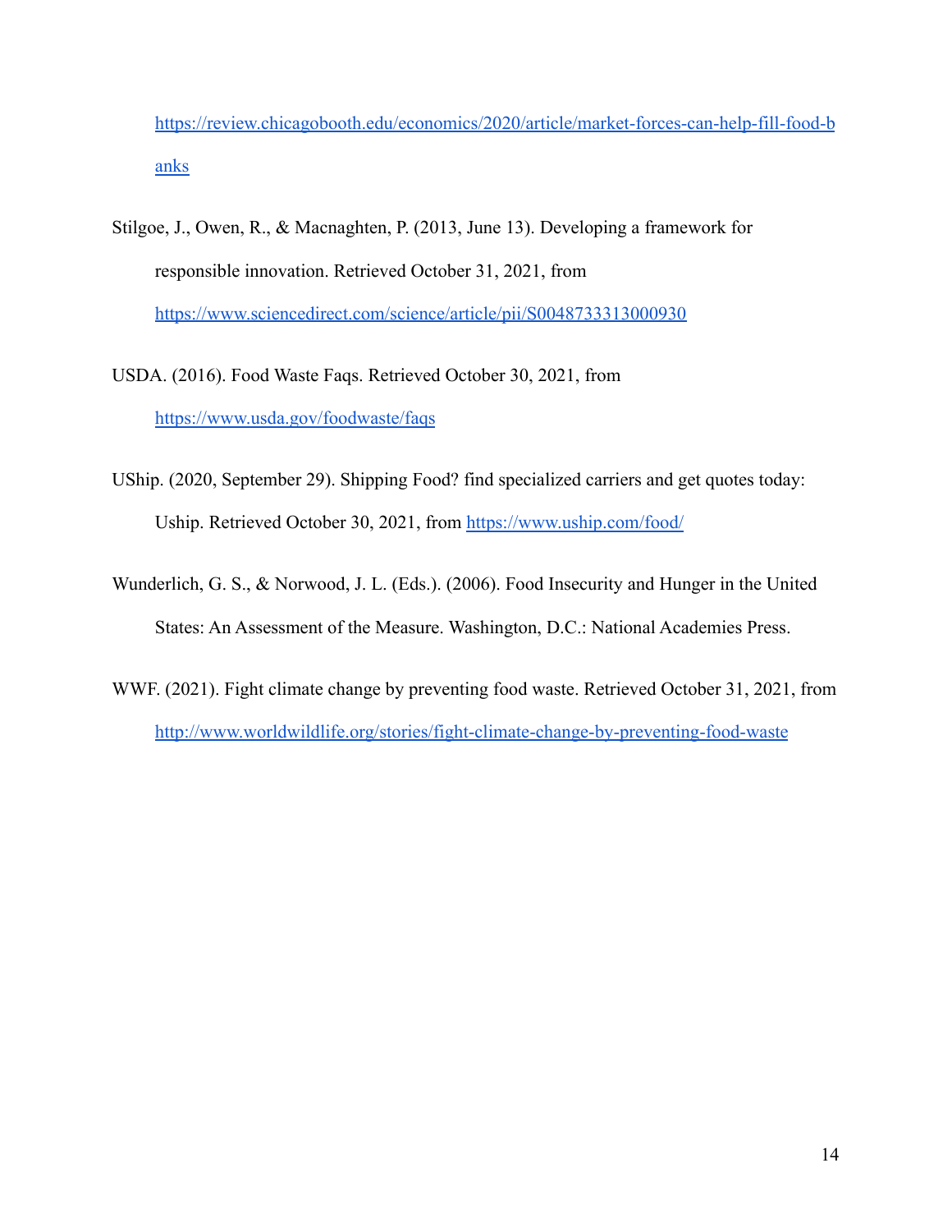https://review.chicagobooth.edu/economics/2020/article/market-forces-can-help-fill-food-banks

Stilgoe, J., Owen, R., & Macnaghten, P. (2013, June 13). Developing a framework for responsible innovation. Retrieved October 31, 2021, from https://www.sciencedirect.com/science/article/pii/S0048733313000930

USDA. (2016). Food Waste Faqs. Retrieved October 30, 2021, from https://www.usda.gov/foodwaste/faqs

UShip. (2020, September 29). Shipping Food? find specialized carriers and get quotes today: Uship. Retrieved October 30, 2021, from https://www.uship.com/food/

Wunderlich, G. S., & Norwood, J. L. (Eds.). (2006). Food Insecurity and Hunger in the United States: An Assessment of the Measure. Washington, D.C.: National Academies Press.

WWF. (2021). Fight climate change by preventing food waste. Retrieved October 31, 2021, from http://www.worldwildlife.org/stories/fight-climate-change-by-preventing-food-waste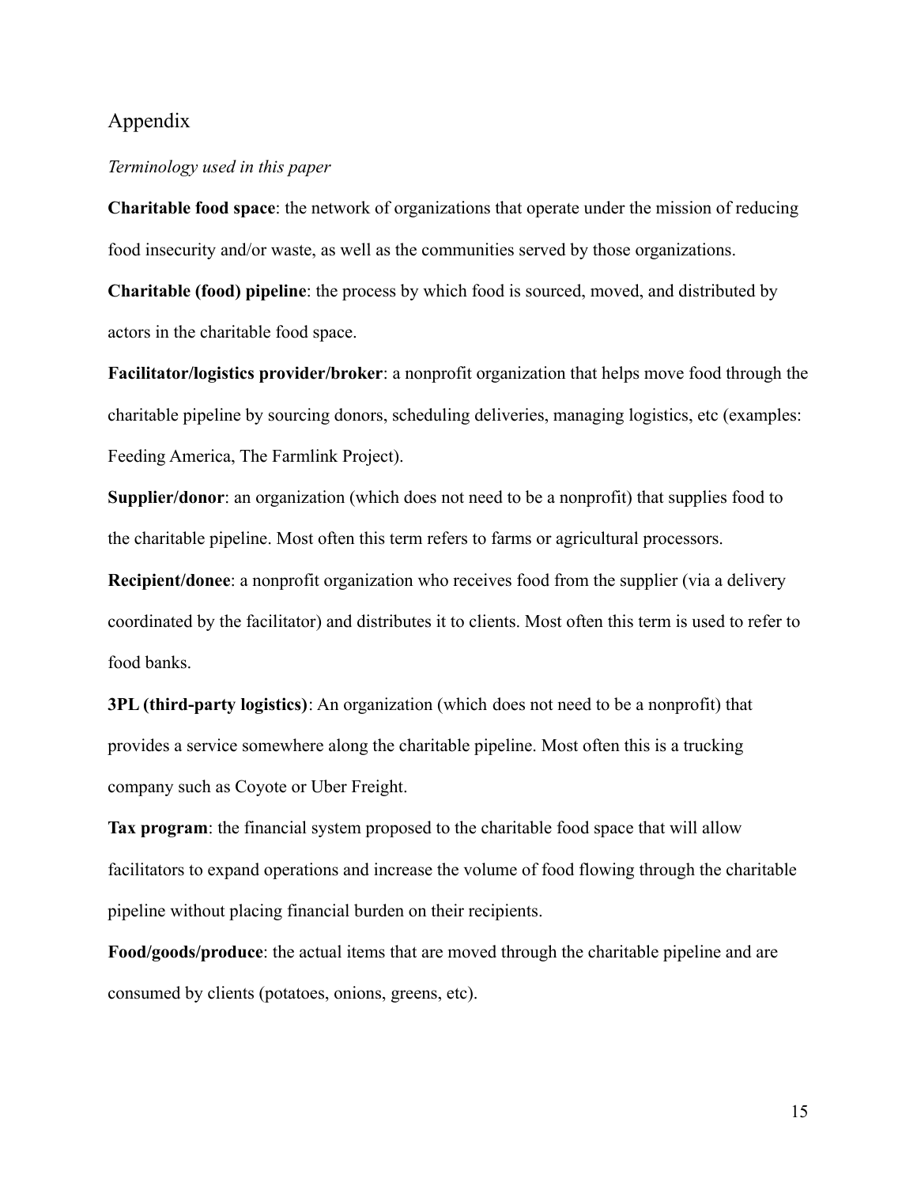## Appendix

*Terminology used in this paper*

**Charitable food space**: the network of organizations that operate under the mission of reducing food insecurity and/or waste, as well as the communities served by those organizations.

**Charitable (food) pipeline**: the process by which food is sourced, moved, and distributed by actors in the charitable food space.

**Facilitator/logistics provider/broker**: a nonprofit organization that helps move food through the charitable pipeline by sourcing donors, scheduling deliveries, managing logistics, etc (examples: Feeding America, The Farmlink Project).

**Supplier/donor**: an organization (which does not need to be a nonprofit) that supplies food to the charitable pipeline. Most often this term refers to farms or agricultural processors.

**Recipient/donee**: a nonprofit organization who receives food from the supplier (via a delivery coordinated by the facilitator) and distributes it to clients. Most often this term is used to refer to food banks.

**3PL (third-party logistics)**: An organization (which does not need to be a nonprofit) that provides a service somewhere along the charitable pipeline. Most often this is a trucking company such as Coyote or Uber Freight.

**Tax program**: the financial system proposed to the charitable food space that will allow facilitators to expand operations and increase the volume of food flowing through the charitable pipeline without placing financial burden on their recipients.

**Food/goods/produce**: the actual items that are moved through the charitable pipeline and are consumed by clients (potatoes, onions, greens, etc).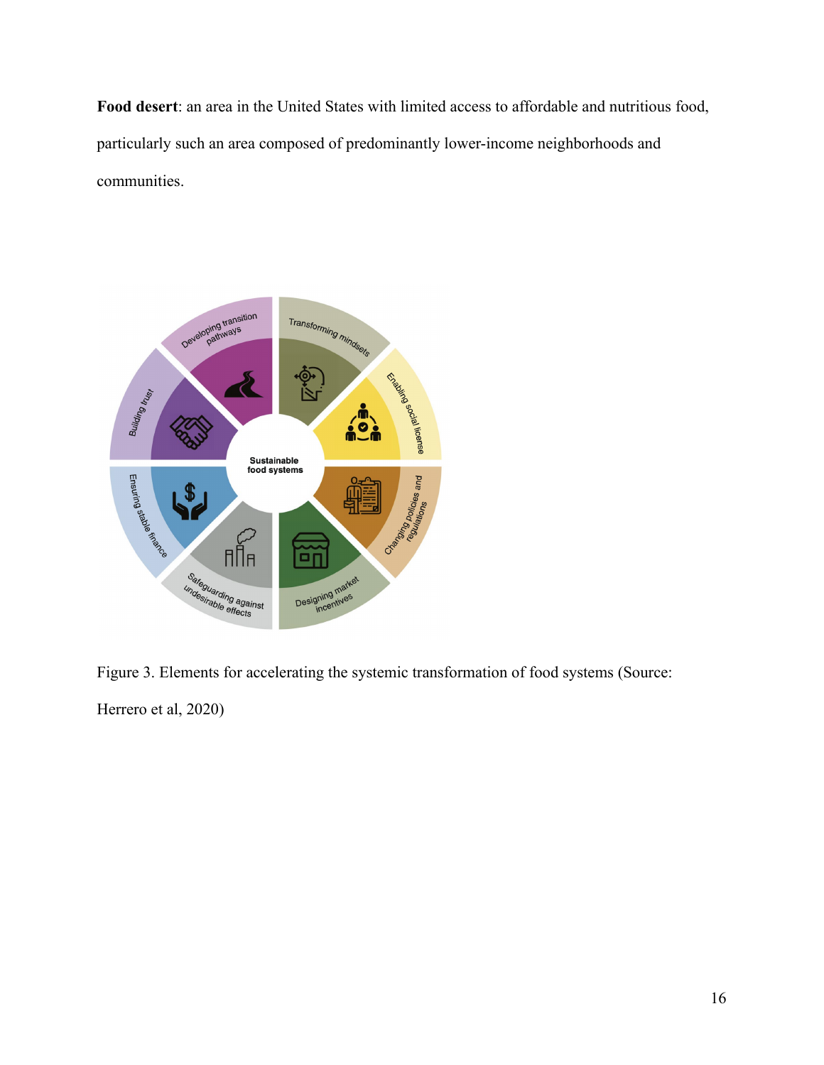**Food desert**: an area in the United States with limited access to affordable and nutritious food, particularly such an area composed of predominantly lower-income neighborhoods and communities.

Sustainable food systems

Transforming mindsets

Enabling social license

Changing policies and regulations

Designing market incentives

Safeguarding against undesirable effects

Ensuring stable finance

Building trust

Developing transition pathways

Figure 3. Elements for accelerating the systemic transformation of food systems (Source: Herrero et al, 2020)